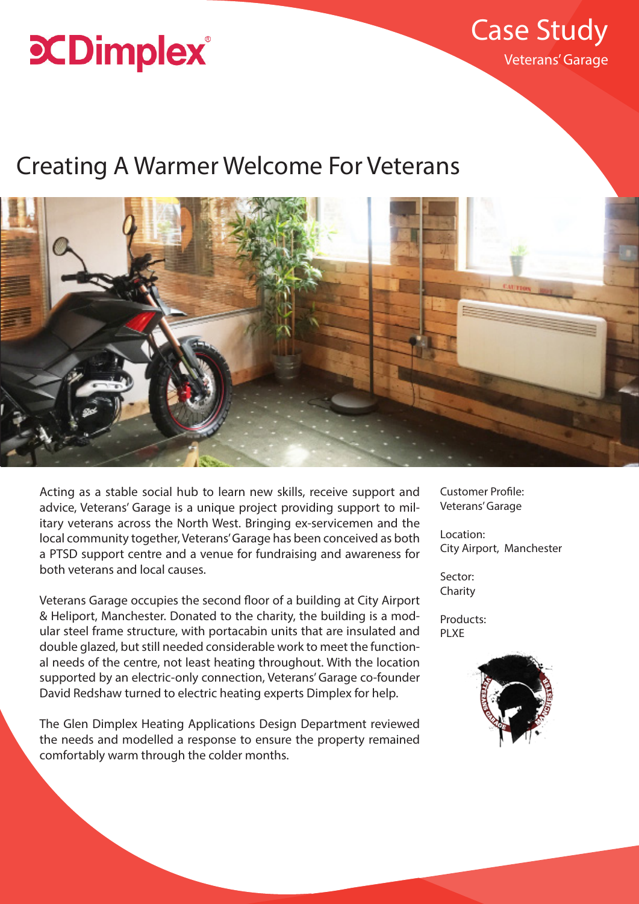Dimplex

Case Study

Veterans' Garage

# Creating A Warmer Welcome For Veterans

Acting as a stable social hub to learn new skills, receive support and advice, Veterans' Garage is a unique project providing support to military veterans across the North West. Bringing ex-servicemen and the local community together, Veterans' Garage has been conceived as both a PTSD support centre and a venue for fundraising and awareness for both veterans and local causes.

Veterans Garage occupies the second floor of a building at City Airport & Heliport, Manchester. Donated to the charity, the building is a modular steel frame structure, with portacabin units that are insulated and double glazed, but still needed considerable work to meet the functional needs of the centre, not least heating throughout. With the location supported by an electric-only connection, Veterans' Garage co-founder David Redshaw turned to electric heating experts Dimplex for help.

The Glen Dimplex Heating Applications Design Department reviewed the needs and modelled a response to ensure the property remained comfortably warm through the colder months.

Customer Profile:
Veterans' Garage

Location:
City Airport, Manchester

Sector:
Charity

Products:
PLXE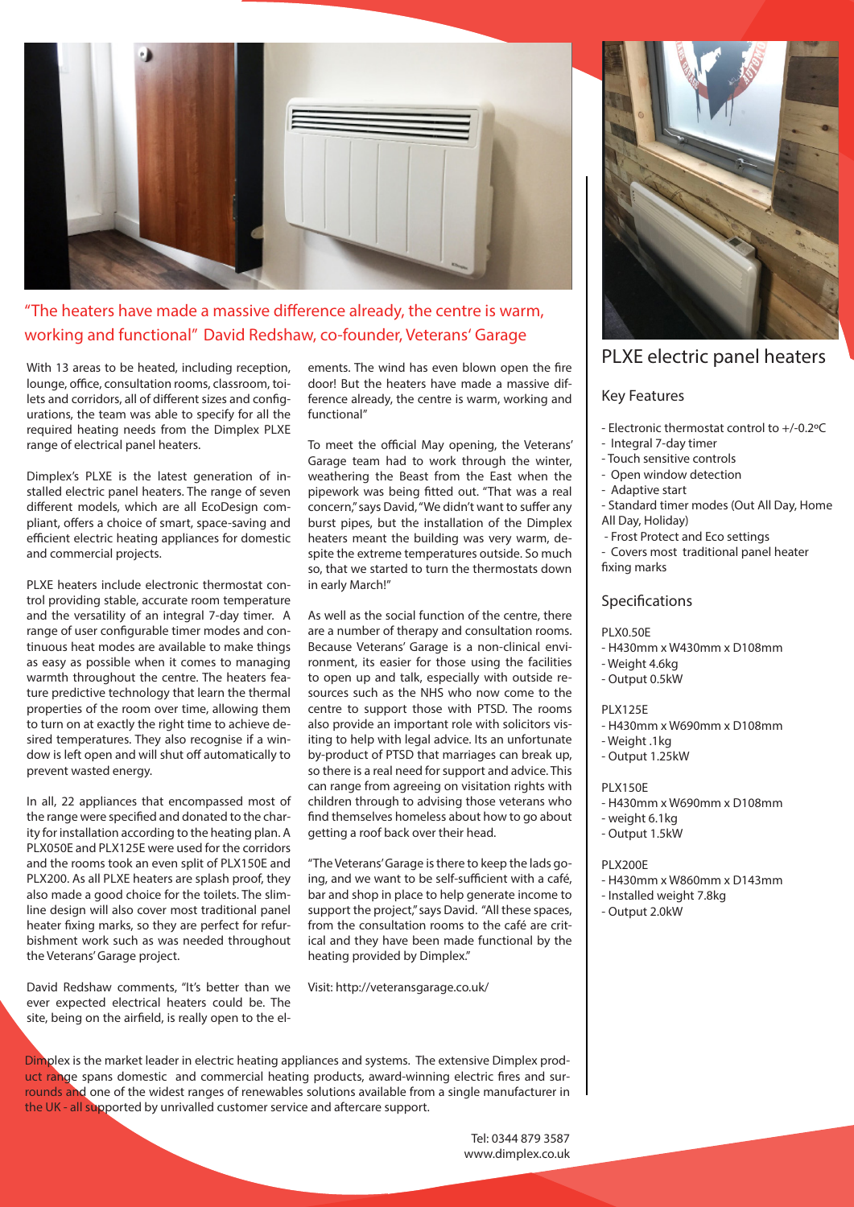"The heaters have made a massive difference already, the centre is warm, working and functional" David Redshaw, co-founder, Veterans' Garage

With 13 areas to be heated, including reception, lounge, office, consultation rooms, classroom, toilets and corridors, all of different sizes and configurations, the team was able to specify for all the required heating needs from the Dimplex PLXE range of electrical panel heaters.

Dimplex's PLXE is the latest generation of installed electric panel heaters. The range of seven different models, which are all EcoDesign compliant, offers a choice of smart, space-saving and efficient electric heating appliances for domestic and commercial projects.

PLXE heaters include electronic thermostat control providing stable, accurate room temperature and the versatility of an integral 7-day timer. A range of user configurable timer modes and continuous heat modes are available to make things as easy as possible when it comes to managing warmth throughout the centre. The heaters feature predictive technology that learn the thermal properties of the room over time, allowing them to turn on at exactly the right time to achieve desired temperatures. They also recognise if a window is left open and will shut off automatically to prevent wasted energy.

In all, 22 appliances that encompassed most of the range were specified and donated to the charity for installation according to the heating plan. A PLX050E and PLX125E were used for the corridors and the rooms took an even split of PLX150E and PLX200. As all PLXE heaters are splash proof, they also made a good choice for the toilets. The slimline design will also cover most traditional panel heater fixing marks, so they are perfect for refurbishment work such as was needed throughout the Veterans' Garage project.

David Redshaw comments, "It's better than we ever expected electrical heaters could be. The site, being on the airfield, is really open to the elements. The wind has even blown open the fire door! But the heaters have made a massive difference already, the centre is warm, working and functional"

To meet the official May opening, the Veterans' Garage team had to work through the winter, weathering the Beast from the East when the pipework was being fitted out. "That was a real concern," says David, "We didn't want to suffer any burst pipes, but the installation of the Dimplex heaters meant the building was very warm, despite the extreme temperatures outside. So much so, that we started to turn the thermostats down in early March!"

As well as the social function of the centre, there are a number of therapy and consultation rooms. Because Veterans' Garage is a non-clinical environment, its easier for those using the facilities to open up and talk, especially with outside resources such as the NHS who now come to the centre to support those with PTSD. The rooms also provide an important role with solicitors visiting to help with legal advice. Its an unfortunate by-product of PTSD that marriages can break up, so there is a real need for support and advice. This can range from agreeing on visitation rights with children through to advising those veterans who find themselves homeless about how to go about getting a roof back over their head.

"The Veterans' Garage is there to keep the lads going, and we want to be self-sufficient with a café, bar and shop in place to help generate income to support the project," says David. "All these spaces, from the consultation rooms to the café are critical and they have been made functional by the heating provided by Dimplex."

Visit: http://veteransgarage.co.uk/

## PLXE electric panel heaters

### Key Features

- Electronic thermostat control to +/-0.2ºC
- Integral 7-day timer
- Touch sensitive controls
- Open window detection
- Adaptive start
- Standard timer modes (Out All Day, Home All Day, Holiday)
- Frost Protect and Eco settings
- Covers most traditional panel heater fixing marks

### Specifications

PLX0.50E
- H430mm x W430mm x D108mm
- Weight 4.6kg
- Output 0.5kW

PLX125E
- H430mm x W690mm x D108mm
- Weight .1kg
- Output 1.25kW

PLX150E
- H430mm x W690mm x D108mm
- weight 6.1kg
- Output 1.5kW

PLX200E
- H430mm x W860mm x D143mm
- Installed weight 7.8kg
- Output 2.0kW

Dimplex is the market leader in electric heating appliances and systems. The extensive Dimplex product range spans domestic and commercial heating products, award-winning electric fires and surrounds and one of the widest ranges of renewables solutions available from a single manufacturer in the UK - all supported by unrivalled customer service and aftercare support.

Tel: 0344 879 3587
www.dimplex.co.uk